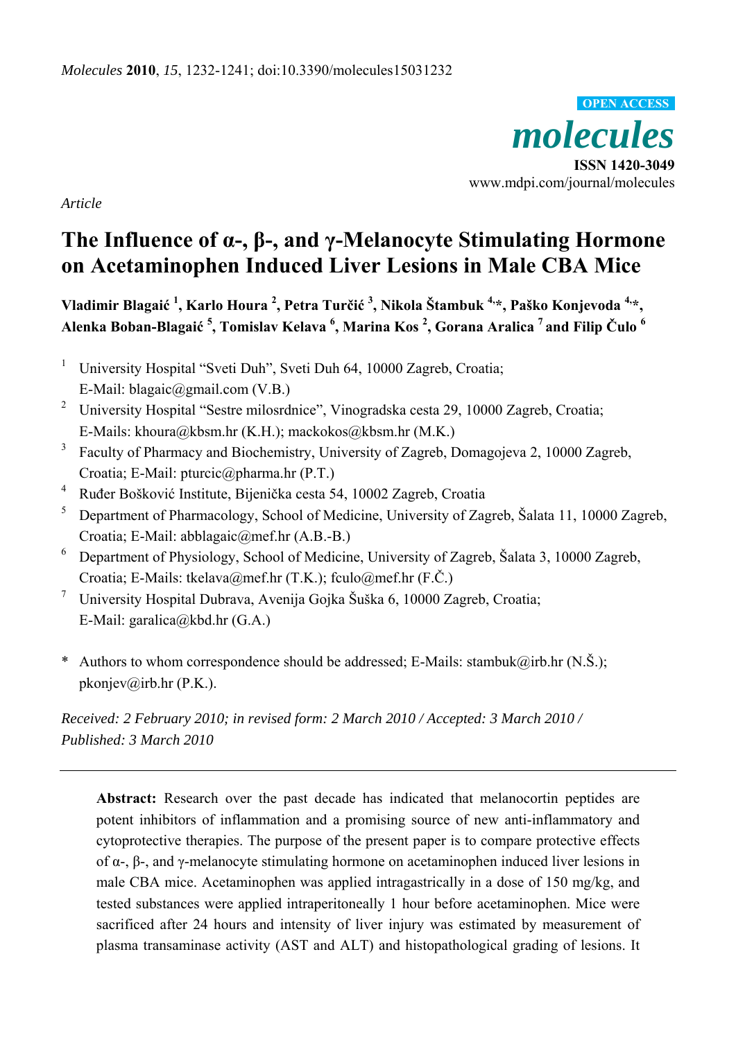*Article*

# The Influence of α-, β-, and γ-Melanocyte Stimulating Hormone on Acetaminophen Induced Liver Lesions in Male CBA Mice

**Vladimir Blagaić [1], Karlo Houra [2], Petra Turčić [3], Nikola Štambuk [4,*], Paško Konjevoda [4,*], Alenka Boban-Blagaić [5], Tomislav Kelava [6], Marina Kos [2], Gorana Aralica [7] and Filip Čulo [6]**

1. University Hospital "Sveti Duh", Sveti Duh 64, 10000 Zagreb, Croatia; E-Mail: blagaic@gmail.com (V.B.)
2. University Hospital "Sestre milosrdnice", Vinogradska cesta 29, 10000 Zagreb, Croatia; E-Mails: khoura@kbsm.hr (K.H.); mackokos@kbsm.hr (M.K.)
3. Faculty of Pharmacy and Biochemistry, University of Zagreb, Domagojeva 2, 10000 Zagreb, Croatia; E-Mail: pturcic@pharma.hr (P.T.)
4. Ruđer Bošković Institute, Bijenička cesta 54, 10002 Zagreb, Croatia
5. Department of Pharmacology, School of Medicine, University of Zagreb, Šalata 11, 10000 Zagreb, Croatia; E-Mail: abblagaic@mef.hr (A.B.-B.)
6. Department of Physiology, School of Medicine, University of Zagreb, Šalata 3, 10000 Zagreb, Croatia; E-Mails: tkelava@mef.hr (T.K.); fculo@mef.hr (F.Č.)
7. University Hospital Dubrava, Avenija Gojka Šuška 6, 10000 Zagreb, Croatia; E-Mail: garalica@kbd.hr (G.A.)

\* Authors to whom correspondence should be addressed; E-Mails: stambuk@irb.hr (N.Š.); pkonjev@irb.hr (P.K.).

*Received: 2 February 2010; in revised form: 2 March 2010 / Accepted: 3 March 2010 / Published: 3 March 2010*

---

**Abstract:** Research over the past decade has indicated that melanocortin peptides are potent inhibitors of inflammation and a promising source of new anti-inflammatory and cytoprotective therapies. The purpose of the present paper is to compare protective effects of α-, β-, and γ-melanocyte stimulating hormone on acetaminophen induced liver lesions in male CBA mice. Acetaminophen was applied intragastrically in a dose of 150 mg/kg, and tested substances were applied intraperitoneally 1 hour before acetaminophen. Mice were sacrificed after 24 hours and intensity of liver injury was estimated by measurement of plasma transaminase activity (AST and ALT) and histopathological grading of lesions. It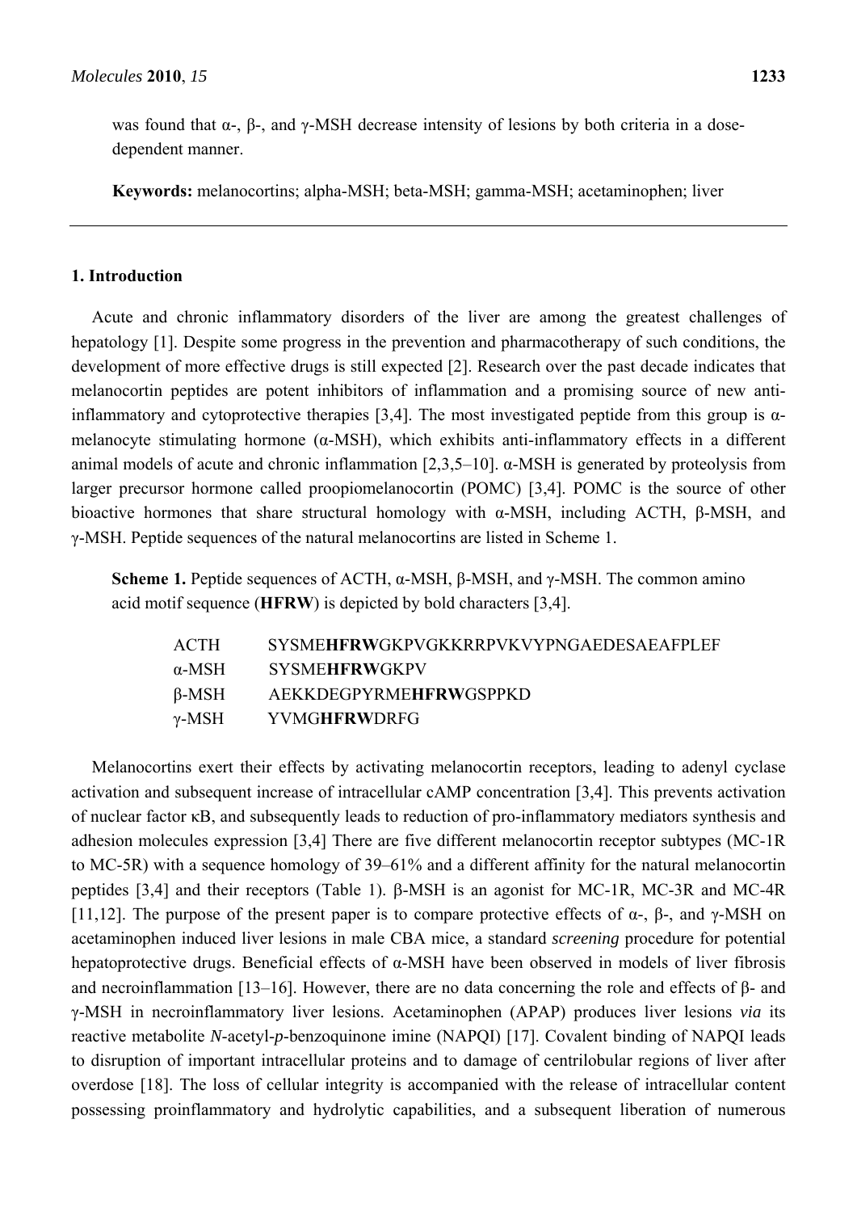was found that α-, β-, and γ-MSH decrease intensity of lesions by both criteria in a dose-dependent manner.

**Keywords:** melanocortins; alpha-MSH; beta-MSH; gamma-MSH; acetaminophen; liver

## 1. Introduction

Acute and chronic inflammatory disorders of the liver are among the greatest challenges of hepatology [1]. Despite some progress in the prevention and pharmacotherapy of such conditions, the development of more effective drugs is still expected [2]. Research over the past decade indicates that melanocortin peptides are potent inhibitors of inflammation and a promising source of new anti-inflammatory and cytoprotective therapies [3,4]. The most investigated peptide from this group is α-melanocyte stimulating hormone (α-MSH), which exhibits anti-inflammatory effects in a different animal models of acute and chronic inflammation [2,3,5–10]. α-MSH is generated by proteolysis from larger precursor hormone called proopiomelanocortin (POMC) [3,4]. POMC is the source of other bioactive hormones that share structural homology with α-MSH, including ACTH, β-MSH, and γ-MSH. Peptide sequences of the natural melanocortins are listed in Scheme 1.

**Scheme 1.** Peptide sequences of ACTH, α-MSH, β-MSH, and γ-MSH. The common amino acid motif sequence (**HFRW**) is depicted by bold characters [3,4].

| | |
|---|---|
| ACTH | SYSME**HFRW**GKPVGKKRRPVKVYPNGAEDESAEAFPLEF |
| α-MSH | SYSME**HFRW**GKPV |
| β-MSH | AEKKDEGPYRME**HFRW**GSPPKD |
| γ-MSH | YVMG**HFRW**DRFG |

Melanocortins exert their effects by activating melanocortin receptors, leading to adenyl cyclase activation and subsequent increase of intracellular cAMP concentration [3,4]. This prevents activation of nuclear factor κB, and subsequently leads to reduction of pro-inflammatory mediators synthesis and adhesion molecules expression [3,4] There are five different melanocortin receptor subtypes (MC-1R to MC-5R) with a sequence homology of 39–61% and a different affinity for the natural melanocortin peptides [3,4] and their receptors (Table 1). β-MSH is an agonist for MC-1R, MC-3R and MC-4R [11,12]. The purpose of the present paper is to compare protective effects of α-, β-, and γ-MSH on acetaminophen induced liver lesions in male CBA mice, a standard *screening* procedure for potential hepatoprotective drugs. Beneficial effects of α-MSH have been observed in models of liver fibrosis and necroinflammation [13–16]. However, there are no data concerning the role and effects of β- and γ-MSH in necroinflammatory liver lesions. Acetaminophen (APAP) produces liver lesions *via* its reactive metabolite *N*-acetyl-*p*-benzoquinone imine (NAPQI) [17]. Covalent binding of NAPQI leads to disruption of important intracellular proteins and to damage of centrilobular regions of liver after overdose [18]. The loss of cellular integrity is accompanied with the release of intracellular content possessing proinflammatory and hydrolytic capabilities, and a subsequent liberation of numerous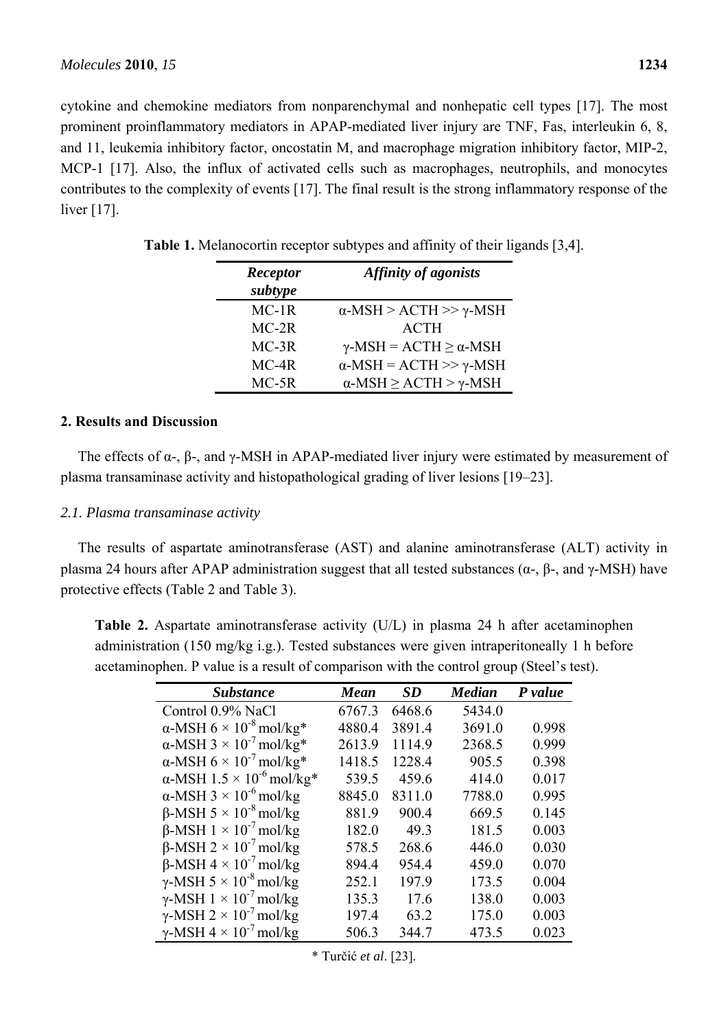cytokine and chemokine mediators from nonparenchymal and nonhepatic cell types [17]. The most prominent proinflammatory mediators in APAP-mediated liver injury are TNF, Fas, interleukin 6, 8, and 11, leukemia inhibitory factor, oncostatin M, and macrophage migration inhibitory factor, MIP-2, MCP-1 [17]. Also, the influx of activated cells such as macrophages, neutrophils, and monocytes contributes to the complexity of events [17]. The final result is the strong inflammatory response of the liver [17].

**Table 1.** Melanocortin receptor subtypes and affinity of their ligands [3,4].

| *Receptor subtype* | *Affinity of agonists* |
|---|---|
| MC-1R | α-MSH > ACTH >> γ-MSH |
| MC-2R | ACTH |
| MC-3R | γ-MSH = ACTH ≥ α-MSH |
| MC-4R | α-MSH = ACTH >> γ-MSH |
| MC-5R | α-MSH ≥ ACTH > γ-MSH |

## 2. Results and Discussion

The effects of α-, β-, and γ-MSH in APAP-mediated liver injury were estimated by measurement of plasma transaminase activity and histopathological grading of liver lesions [19–23].

### *2.1. Plasma transaminase activity*

The results of aspartate aminotransferase (AST) and alanine aminotransferase (ALT) activity in plasma 24 hours after APAP administration suggest that all tested substances (α-, β-, and γ-MSH) have protective effects (Table 2 and Table 3).

**Table 2.** Aspartate aminotransferase activity (U/L) in plasma 24 h after acetaminophen administration (150 mg/kg i.g.). Tested substances were given intraperitoneally 1 h before acetaminophen. P value is a result of comparison with the control group (Steel's test).

| *Substance* | *Mean* | *SD* | *Median* | *P value* |
|---|---|---|---|---|
| Control 0.9% NaCl | 6767.3 | 6468.6 | 5434.0 | |
| α-MSH $6 \times 10^{-8}$ mol/kg* | 4880.4 | 3891.4 | 3691.0 | 0.998 |
| α-MSH $3 \times 10^{-7}$ mol/kg* | 2613.9 | 1114.9 | 2368.5 | 0.999 |
| α-MSH $6 \times 10^{-7}$ mol/kg* | 1418.5 | 1228.4 | 905.5 | 0.398 |
| α-MSH $1.5 \times 10^{-6}$ mol/kg* | 539.5 | 459.6 | 414.0 | 0.017 |
| α-MSH $3 \times 10^{-6}$ mol/kg | 8845.0 | 8311.0 | 7788.0 | 0.995 |
| β-MSH $5 \times 10^{-8}$ mol/kg | 881.9 | 900.4 | 669.5 | 0.145 |
| β-MSH $1 \times 10^{-7}$ mol/kg | 182.0 | 49.3 | 181.5 | 0.003 |
| β-MSH $2 \times 10^{-7}$ mol/kg | 578.5 | 268.6 | 446.0 | 0.030 |
| β-MSH $4 \times 10^{-7}$ mol/kg | 894.4 | 954.4 | 459.0 | 0.070 |
| γ-MSH $5 \times 10^{-8}$ mol/kg | 252.1 | 197.9 | 173.5 | 0.004 |
| γ-MSH $1 \times 10^{-7}$ mol/kg | 135.3 | 17.6 | 138.0 | 0.003 |
| γ-MSH $2 \times 10^{-7}$ mol/kg | 197.4 | 63.2 | 175.0 | 0.003 |
| γ-MSH $4 \times 10^{-7}$ mol/kg | 506.3 | 344.7 | 473.5 | 0.023 |

\* Turčić *et al*. [23].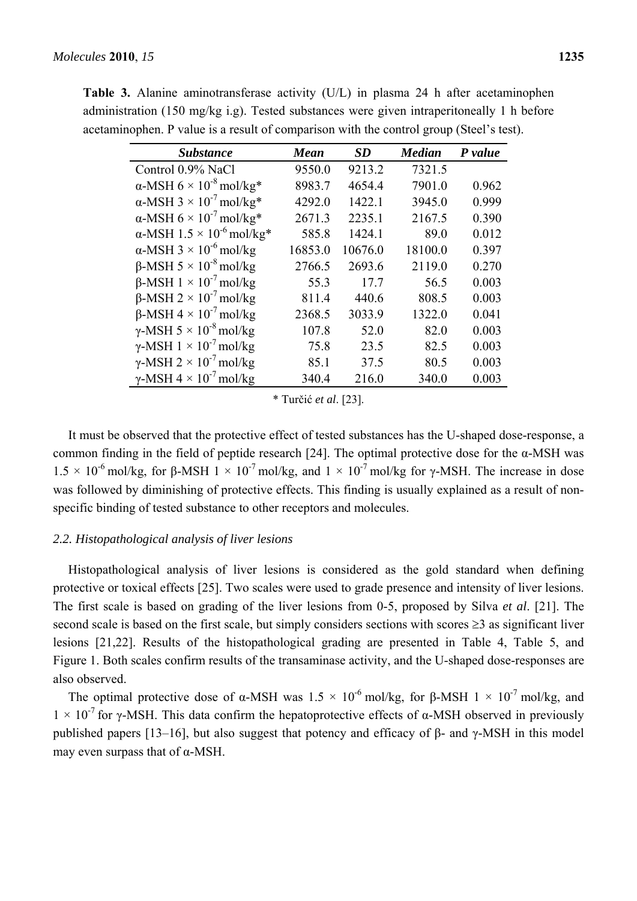**Table 3.** Alanine aminotransferase activity (U/L) in plasma 24 h after acetaminophen administration (150 mg/kg i.g). Tested substances were given intraperitoneally 1 h before acetaminophen. P value is a result of comparison with the control group (Steel's test).

| *Substance* | *Mean* | *SD* | *Median* | *P value* |
|---|---|---|---|---|
| Control 0.9% NaCl | 9550.0 | 9213.2 | 7321.5 | |
| α-MSH $6 \times 10^{-8}$ mol/kg* | 8983.7 | 4654.4 | 7901.0 | 0.962 |
| α-MSH $3 \times 10^{-7}$ mol/kg* | 4292.0 | 1422.1 | 3945.0 | 0.999 |
| α-MSH $6 \times 10^{-7}$ mol/kg* | 2671.3 | 2235.1 | 2167.5 | 0.390 |
| α-MSH $1.5 \times 10^{-6}$ mol/kg* | 585.8 | 1424.1 | 89.0 | 0.012 |
| α-MSH $3 \times 10^{-6}$ mol/kg | 16853.0 | 10676.0 | 18100.0 | 0.397 |
| β-MSH $5 \times 10^{-8}$ mol/kg | 2766.5 | 2693.6 | 2119.0 | 0.270 |
| β-MSH $1 \times 10^{-7}$ mol/kg | 55.3 | 17.7 | 56.5 | 0.003 |
| β-MSH $2 \times 10^{-7}$ mol/kg | 811.4 | 440.6 | 808.5 | 0.003 |
| β-MSH $4 \times 10^{-7}$ mol/kg | 2368.5 | 3033.9 | 1322.0 | 0.041 |
| γ-MSH $5 \times 10^{-8}$ mol/kg | 107.8 | 52.0 | 82.0 | 0.003 |
| γ-MSH $1 \times 10^{-7}$ mol/kg | 75.8 | 23.5 | 82.5 | 0.003 |
| γ-MSH $2 \times 10^{-7}$ mol/kg | 85.1 | 37.5 | 80.5 | 0.003 |
| γ-MSH $4 \times 10^{-7}$ mol/kg | 340.4 | 216.0 | 340.0 | 0.003 |

\* Turčić *et al*. [23].

It must be observed that the protective effect of tested substances has the U-shaped dose-response, a common finding in the field of peptide research [24]. The optimal protective dose for the α-MSH was $1.5 \times 10^{-6}$ mol/kg, for β-MSH $1 \times 10^{-7}$ mol/kg, and $1 \times 10^{-7}$ mol/kg for γ-MSH. The increase in dose was followed by diminishing of protective effects. This finding is usually explained as a result of non-specific binding of tested substance to other receptors and molecules.

### *2.2. Histopathological analysis of liver lesions*

Histopathological analysis of liver lesions is considered as the gold standard when defining protective or toxical effects [25]. Two scales were used to grade presence and intensity of liver lesions. The first scale is based on grading of the liver lesions from 0-5, proposed by Silva *et al*. [21]. The second scale is based on the first scale, but simply considers sections with scores $\geq 3$ as significant liver lesions [21,22]. Results of the histopathological grading are presented in Table 4, Table 5, and Figure 1. Both scales confirm results of the transaminase activity, and the U-shaped dose-responses are also observed.

The optimal protective dose of α-MSH was $1.5 \times 10^{-6}$ mol/kg, for β-MSH $1 \times 10^{-7}$ mol/kg, and $1 \times 10^{-7}$ for γ-MSH. This data confirm the hepatoprotective effects of α-MSH observed in previously published papers [13–16], but also suggest that potency and efficacy of β- and γ-MSH in this model may even surpass that of α-MSH.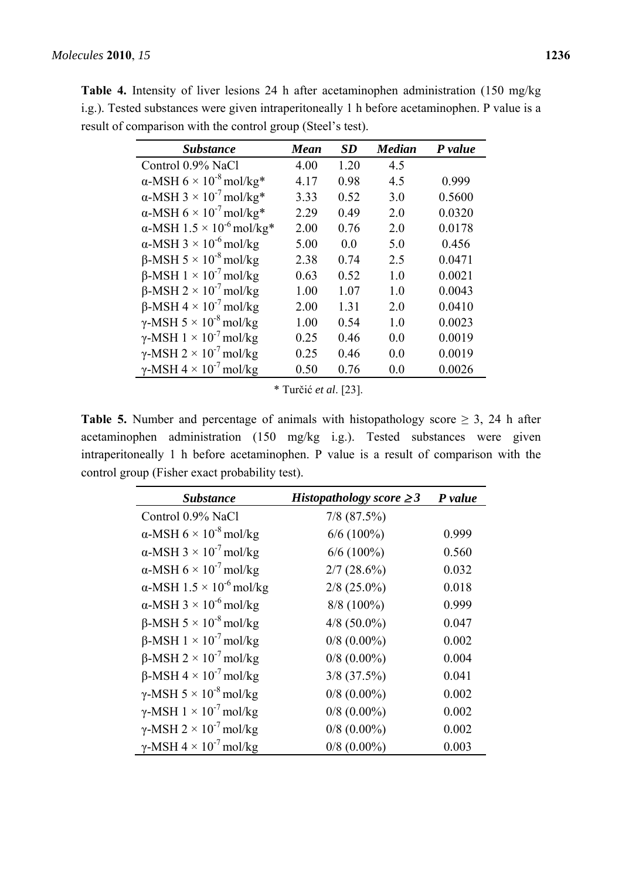**Table 4.** Intensity of liver lesions 24 h after acetaminophen administration (150 mg/kg i.g.). Tested substances were given intraperitoneally 1 h before acetaminophen. P value is a result of comparison with the control group (Steel's test).

| *Substance* | *Mean* | *SD* | *Median* | *P value* |
|---|---|---|---|---|
| Control 0.9% NaCl | 4.00 | 1.20 | 4.5 | |
| α-MSH $6 \times 10^{-8}$ mol/kg* | 4.17 | 0.98 | 4.5 | 0.999 |
| α-MSH $3 \times 10^{-7}$ mol/kg* | 3.33 | 0.52 | 3.0 | 0.5600 |
| α-MSH $6 \times 10^{-7}$ mol/kg* | 2.29 | 0.49 | 2.0 | 0.0320 |
| α-MSH $1.5 \times 10^{-6}$ mol/kg* | 2.00 | 0.76 | 2.0 | 0.0178 |
| α-MSH $3 \times 10^{-6}$ mol/kg | 5.00 | 0.0 | 5.0 | 0.456 |
| β-MSH $5 \times 10^{-8}$ mol/kg | 2.38 | 0.74 | 2.5 | 0.0471 |
| β-MSH $1 \times 10^{-7}$ mol/kg | 0.63 | 0.52 | 1.0 | 0.0021 |
| β-MSH $2 \times 10^{-7}$ mol/kg | 1.00 | 1.07 | 1.0 | 0.0043 |
| β-MSH $4 \times 10^{-7}$ mol/kg | 2.00 | 1.31 | 2.0 | 0.0410 |
| γ-MSH $5 \times 10^{-8}$ mol/kg | 1.00 | 0.54 | 1.0 | 0.0023 |
| γ-MSH $1 \times 10^{-7}$ mol/kg | 0.25 | 0.46 | 0.0 | 0.0019 |
| γ-MSH $2 \times 10^{-7}$ mol/kg | 0.25 | 0.46 | 0.0 | 0.0019 |
| γ-MSH $4 \times 10^{-7}$ mol/kg | 0.50 | 0.76 | 0.0 | 0.0026 |

\* Turčić *et al*. [23].

**Table 5.** Number and percentage of animals with histopathology score ≥ 3, 24 h after acetaminophen administration (150 mg/kg i.g.). Tested substances were given intraperitoneally 1 h before acetaminophen. P value is a result of comparison with the control group (Fisher exact probability test).

| *Substance* | *Histopathology score ≥ 3* | *P value* |
|---|---|---|
| Control 0.9% NaCl | 7/8 (87.5%) | |
| α-MSH $6 \times 10^{-8}$ mol/kg | 6/6 (100%) | 0.999 |
| α-MSH $3 \times 10^{-7}$ mol/kg | 6/6 (100%) | 0.560 |
| α-MSH $6 \times 10^{-7}$ mol/kg | 2/7 (28.6%) | 0.032 |
| α-MSH $1.5 \times 10^{-6}$ mol/kg | 2/8 (25.0%) | 0.018 |
| α-MSH $3 \times 10^{-6}$ mol/kg | 8/8 (100%) | 0.999 |
| β-MSH $5 \times 10^{-8}$ mol/kg | 4/8 (50.0%) | 0.047 |
| β-MSH $1 \times 10^{-7}$ mol/kg | 0/8 (0.00%) | 0.002 |
| β-MSH $2 \times 10^{-7}$ mol/kg | 0/8 (0.00%) | 0.004 |
| β-MSH $4 \times 10^{-7}$ mol/kg | 3/8 (37.5%) | 0.041 |
| γ-MSH $5 \times 10^{-8}$ mol/kg | 0/8 (0.00%) | 0.002 |
| γ-MSH $1 \times 10^{-7}$ mol/kg | 0/8 (0.00%) | 0.002 |
| γ-MSH $2 \times 10^{-7}$ mol/kg | 0/8 (0.00%) | 0.002 |
| γ-MSH $4 \times 10^{-7}$ mol/kg | 0/8 (0.00%) | 0.003 |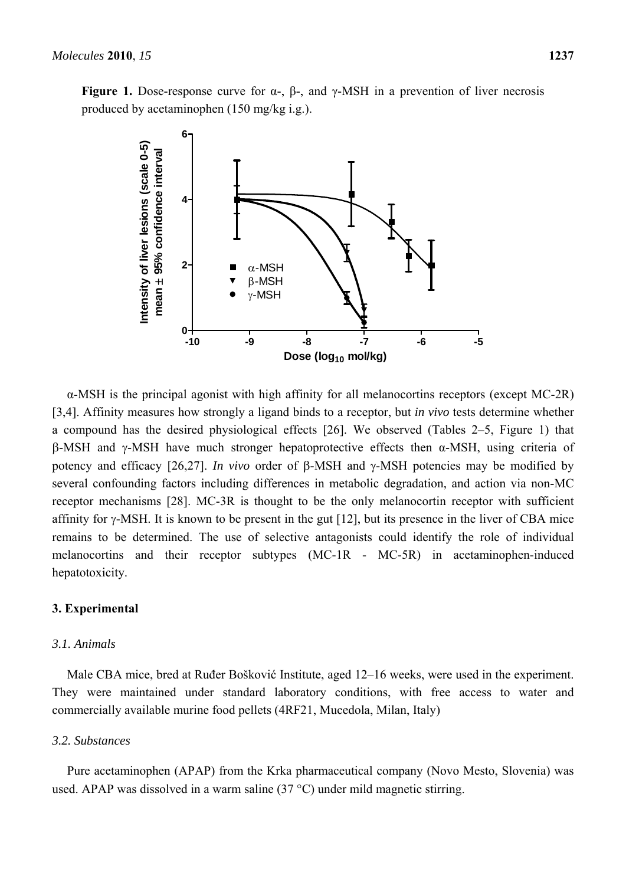**Figure 1.** Dose-response curve for α-, β-, and γ-MSH in a prevention of liver necrosis produced by acetaminophen (150 mg/kg i.g.).

α-MSH is the principal agonist with high affinity for all melanocortins receptors (except MC-2R) [3,4]. Affinity measures how strongly a ligand binds to a receptor, but *in vivo* tests determine whether a compound has the desired physiological effects [26]. We observed (Tables 2–5, Figure 1) that β-MSH and γ-MSH have much stronger hepatoprotective effects then α-MSH, using criteria of potency and efficacy [26,27]. *In vivo* order of β-MSH and γ-MSH potencies may be modified by several confounding factors including differences in metabolic degradation, and action via non-MC receptor mechanisms [28]. MC-3R is thought to be the only melanocortin receptor with sufficient affinity for γ-MSH. It is known to be present in the gut [12], but its presence in the liver of CBA mice remains to be determined. The use of selective antagonists could identify the role of individual melanocortins and their receptor subtypes (MC-1R - MC-5R) in acetaminophen-induced hepatotoxicity.

## 3. Experimental

### *3.1. Animals*

Male CBA mice, bred at Ruđer Bošković Institute, aged 12–16 weeks, were used in the experiment. They were maintained under standard laboratory conditions, with free access to water and commercially available murine food pellets (4RF21, Mucedola, Milan, Italy)

### *3.2. Substances*

Pure acetaminophen (APAP) from the Krka pharmaceutical company (Novo Mesto, Slovenia) was used. APAP was dissolved in a warm saline (37 °C) under mild magnetic stirring.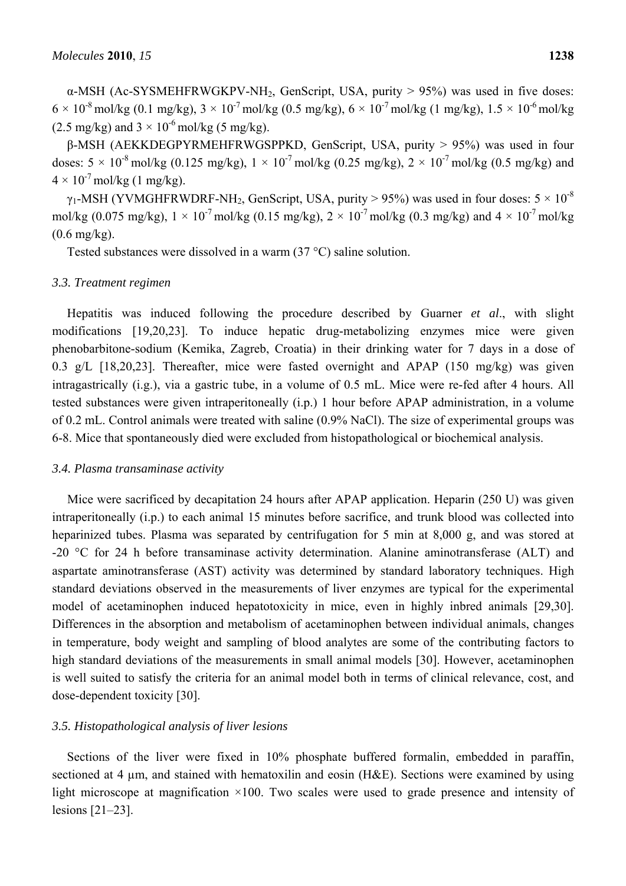α-MSH (Ac-SYSMEHFRWGKPV-$NH_2$, GenScript, USA, purity > 95%) was used in five doses: $6 \times 10^{-8}$ mol/kg (0.1 mg/kg), $3 \times 10^{-7}$ mol/kg (0.5 mg/kg), $6 \times 10^{-7}$ mol/kg (1 mg/kg), $1.5 \times 10^{-6}$ mol/kg (2.5 mg/kg) and $3 \times 10^{-6}$ mol/kg (5 mg/kg).

β-MSH (AEKKDEGPYRMEHFRWGSPPKD, GenScript, USA, purity > 95%) was used in four doses: $5 \times 10^{-8}$ mol/kg (0.125 mg/kg), $1 \times 10^{-7}$ mol/kg (0.25 mg/kg), $2 \times 10^{-7}$ mol/kg (0.5 mg/kg) and $4 \times 10^{-7}$ mol/kg (1 mg/kg).

$\gamma_1$-MSH (YVMGHFRWDRF-$NH_2$, GenScript, USA, purity > 95%) was used in four doses: $5 \times 10^{-8}$ mol/kg (0.075 mg/kg), $1 \times 10^{-7}$ mol/kg (0.15 mg/kg), $2 \times 10^{-7}$ mol/kg (0.3 mg/kg) and $4 \times 10^{-7}$ mol/kg (0.6 mg/kg).

Tested substances were dissolved in a warm (37 °C) saline solution.

### 3.3. Treatment regimen

Hepatitis was induced following the procedure described by Guarner *et al*., with slight modifications [19,20,23]. To induce hepatic drug-metabolizing enzymes mice were given phenobarbitone-sodium (Kemika, Zagreb, Croatia) in their drinking water for 7 days in a dose of 0.3 g/L [18,20,23]. Thereafter, mice were fasted overnight and APAP (150 mg/kg) was given intragastrically (i.g.), via a gastric tube, in a volume of 0.5 mL. Mice were re-fed after 4 hours. All tested substances were given intraperitoneally (i.p.) 1 hour before APAP administration, in a volume of 0.2 mL. Control animals were treated with saline (0.9% NaCl). The size of experimental groups was 6-8. Mice that spontaneously died were excluded from histopathological or biochemical analysis.

### 3.4. Plasma transaminase activity

Mice were sacrificed by decapitation 24 hours after APAP application. Heparin (250 U) was given intraperitoneally (i.p.) to each animal 15 minutes before sacrifice, and trunk blood was collected into heparinized tubes. Plasma was separated by centrifugation for 5 min at 8,000 g, and was stored at -20 °C for 24 h before transaminase activity determination. Alanine aminotransferase (ALT) and aspartate aminotransferase (AST) activity was determined by standard laboratory techniques. High standard deviations observed in the measurements of liver enzymes are typical for the experimental model of acetaminophen induced hepatotoxicity in mice, even in highly inbred animals [29,30]. Differences in the absorption and metabolism of acetaminophen between individual animals, changes in temperature, body weight and sampling of blood analytes are some of the contributing factors to high standard deviations of the measurements in small animal models [30]. However, acetaminophen is well suited to satisfy the criteria for an animal model both in terms of clinical relevance, cost, and dose-dependent toxicity [30].

### 3.5. Histopathological analysis of liver lesions

Sections of the liver were fixed in 10% phosphate buffered formalin, embedded in paraffin, sectioned at 4 μm, and stained with hematoxilin and eosin (H&E). Sections were examined by using light microscope at magnification ×100. Two scales were used to grade presence and intensity of lesions [21–23].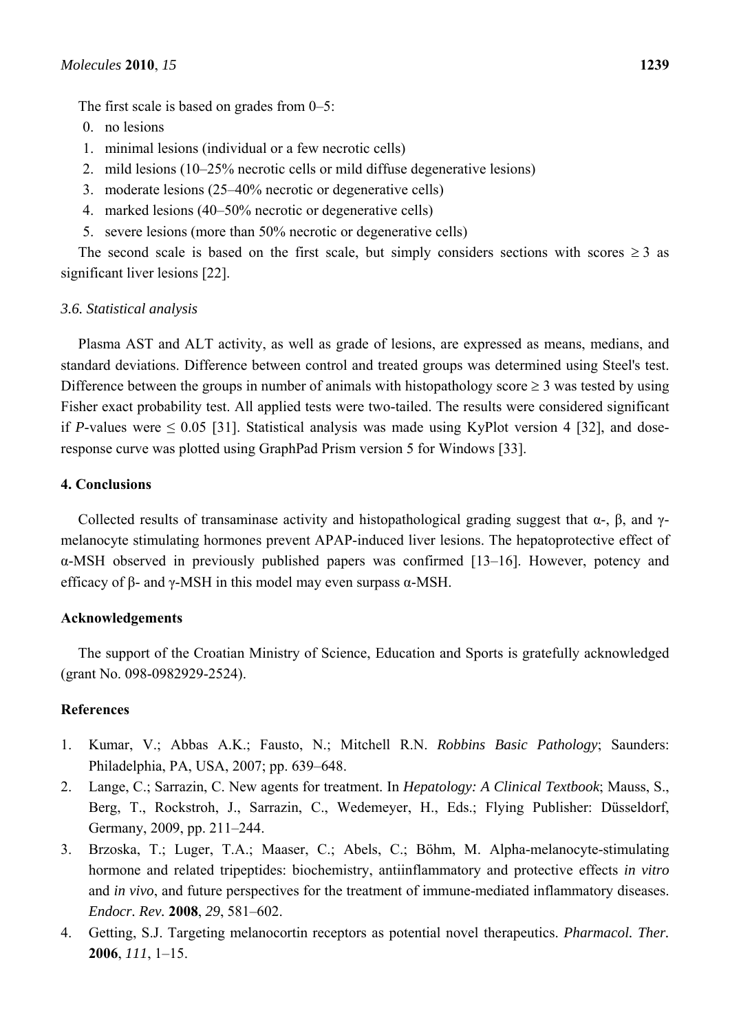The first scale is based on grades from 0–5:

0. no lesions
1. minimal lesions (individual or a few necrotic cells)
2. mild lesions (10–25% necrotic cells or mild diffuse degenerative lesions)
3. moderate lesions (25–40% necrotic or degenerative cells)
4. marked lesions (40–50% necrotic or degenerative cells)
5. severe lesions (more than 50% necrotic or degenerative cells)

The second scale is based on the first scale, but simply considers sections with scores $\geq 3$ as significant liver lesions [22].

### *3.6. Statistical analysis*

Plasma AST and ALT activity, as well as grade of lesions, are expressed as means, medians, and standard deviations. Difference between control and treated groups was determined using Steel's test. Difference between the groups in number of animals with histopathology score $\geq 3$ was tested by using Fisher exact probability test. All applied tests were two-tailed. The results were considered significant if $P$-values were $\leq 0.05$ [31]. Statistical analysis was made using KyPlot version 4 [32], and dose-response curve was plotted using GraphPad Prism version 5 for Windows [33].

## 4. Conclusions

Collected results of transaminase activity and histopathological grading suggest that α-, β, and γ-melanocyte stimulating hormones prevent APAP-induced liver lesions. The hepatoprotective effect of α-MSH observed in previously published papers was confirmed [13–16]. However, potency and efficacy of β- and γ-MSH in this model may even surpass α-MSH.

## Acknowledgements

The support of the Croatian Ministry of Science, Education and Sports is gratefully acknowledged (grant No. 098-0982929-2524).

## References

1. Kumar, V.; Abbas A.K.; Fausto, N.; Mitchell R.N. *Robbins Basic Pathology*; Saunders: Philadelphia, PA, USA, 2007; pp. 639–648.
2. Lange, C.; Sarrazin, C. New agents for treatment. In *Hepatology: A Clinical Textbook*; Mauss, S., Berg, T., Rockstroh, J., Sarrazin, C., Wedemeyer, H., Eds.; Flying Publisher: Düsseldorf, Germany, 2009, pp. 211–244.
3. Brzoska, T.; Luger, T.A.; Maaser, C.; Abels, C.; Böhm, M. Alpha-melanocyte-stimulating hormone and related tripeptides: biochemistry, antiinflammatory and protective effects *in vitro* and *in vivo*, and future perspectives for the treatment of immune-mediated inflammatory diseases. *Endocr. Rev.* **2008**, *29*, 581–602.
4. Getting, S.J. Targeting melanocortin receptors as potential novel therapeutics. *Pharmacol. Ther.* **2006**, *111*, 1–15.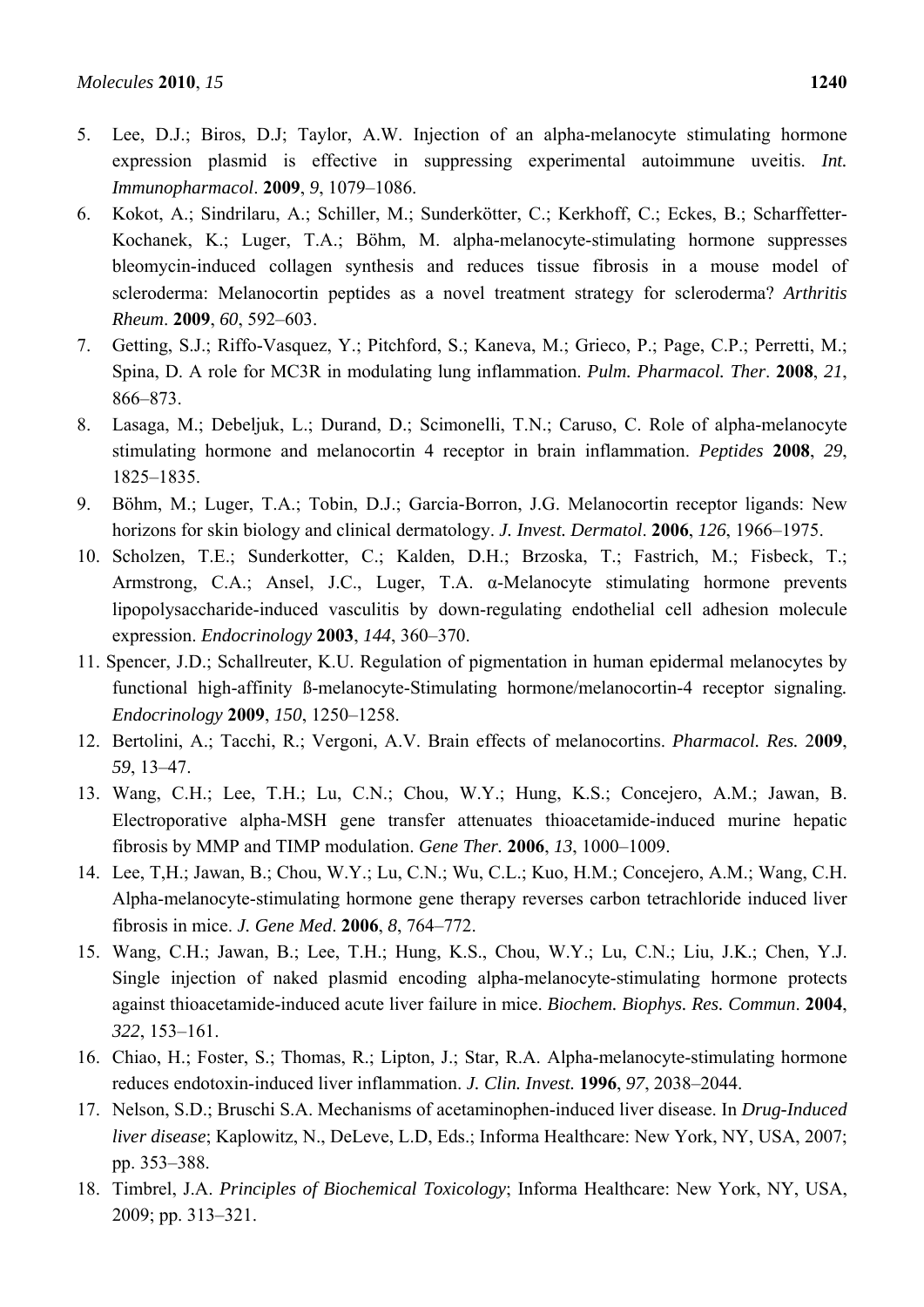5. Lee, D.J.; Biros, D.J; Taylor, A.W. Injection of an alpha-melanocyte stimulating hormone expression plasmid is effective in suppressing experimental autoimmune uveitis. *Int. Immunopharmacol*. **2009**, *9*, 1079–1086.
6. Kokot, A.; Sindrilaru, A.; Schiller, M.; Sunderkötter, C.; Kerkhoff, C.; Eckes, B.; Scharffetter-Kochanek, K.; Luger, T.A.; Böhm, M. alpha-melanocyte-stimulating hormone suppresses bleomycin-induced collagen synthesis and reduces tissue fibrosis in a mouse model of scleroderma: Melanocortin peptides as a novel treatment strategy for scleroderma? *Arthritis Rheum*. **2009**, *60*, 592–603.
7. Getting, S.J.; Riffo-Vasquez, Y.; Pitchford, S.; Kaneva, M.; Grieco, P.; Page, C.P.; Perretti, M.; Spina, D. A role for MC3R in modulating lung inflammation. *Pulm. Pharmacol. Ther*. **2008**, *21*, 866–873.
8. Lasaga, M.; Debeljuk, L.; Durand, D.; Scimonelli, T.N.; Caruso, C. Role of alpha-melanocyte stimulating hormone and melanocortin 4 receptor in brain inflammation. *Peptides* **2008**, *29*, 1825–1835.
9. Böhm, M.; Luger, T.A.; Tobin, D.J.; Garcia-Borron, J.G. Melanocortin receptor ligands: New horizons for skin biology and clinical dermatology. *J. Invest. Dermatol*. **2006**, *126*, 1966–1975.
10. Scholzen, T.E.; Sunderkotter, C.; Kalden, D.H.; Brzoska, T.; Fastrich, M.; Fisbeck, T.; Armstrong, C.A.; Ansel, J.C., Luger, T.A. α-Melanocyte stimulating hormone prevents lipopolysaccharide-induced vasculitis by down-regulating endothelial cell adhesion molecule expression. *Endocrinology* **2003**, *144*, 360–370.
11. Spencer, J.D.; Schallreuter, K.U. Regulation of pigmentation in human epidermal melanocytes by functional high-affinity ß-melanocyte-Stimulating hormone/melanocortin-4 receptor signaling. *Endocrinology* **2009**, *150*, 1250–1258.
12. Bertolini, A.; Tacchi, R.; Vergoni, A.V. Brain effects of melanocortins. *Pharmacol. Res.* 2**009**, *59*, 13–47.
13. Wang, C.H.; Lee, T.H.; Lu, C.N.; Chou, W.Y.; Hung, K.S.; Concejero, A.M.; Jawan, B. Electroporative alpha-MSH gene transfer attenuates thioacetamide-induced murine hepatic fibrosis by MMP and TIMP modulation. *Gene Ther.* **2006**, *13*, 1000–1009.
14. Lee, T,H.; Jawan, B.; Chou, W.Y.; Lu, C.N.; Wu, C.L.; Kuo, H.M.; Concejero, A.M.; Wang, C.H. Alpha-melanocyte-stimulating hormone gene therapy reverses carbon tetrachloride induced liver fibrosis in mice. *J. Gene Med*. **2006**, *8*, 764–772.
15. Wang, C.H.; Jawan, B.; Lee, T.H.; Hung, K.S., Chou, W.Y.; Lu, C.N.; Liu, J.K.; Chen, Y.J. Single injection of naked plasmid encoding alpha-melanocyte-stimulating hormone protects against thioacetamide-induced acute liver failure in mice. *Biochem. Biophys. Res. Commun*. **2004**, *322*, 153–161.
16. Chiao, H.; Foster, S.; Thomas, R.; Lipton, J.; Star, R.A. Alpha-melanocyte-stimulating hormone reduces endotoxin-induced liver inflammation. *J. Clin. Invest.* **1996**, *97*, 2038–2044.
17. Nelson, S.D.; Bruschi S.A. Mechanisms of acetaminophen-induced liver disease. In *Drug-Induced liver disease*; Kaplowitz, N., DeLeve, L.D, Eds.; Informa Healthcare: New York, NY, USA, 2007; pp. 353–388.
18. Timbrel, J.A. *Principles of Biochemical Toxicology*; Informa Healthcare: New York, NY, USA, 2009; pp. 313–321.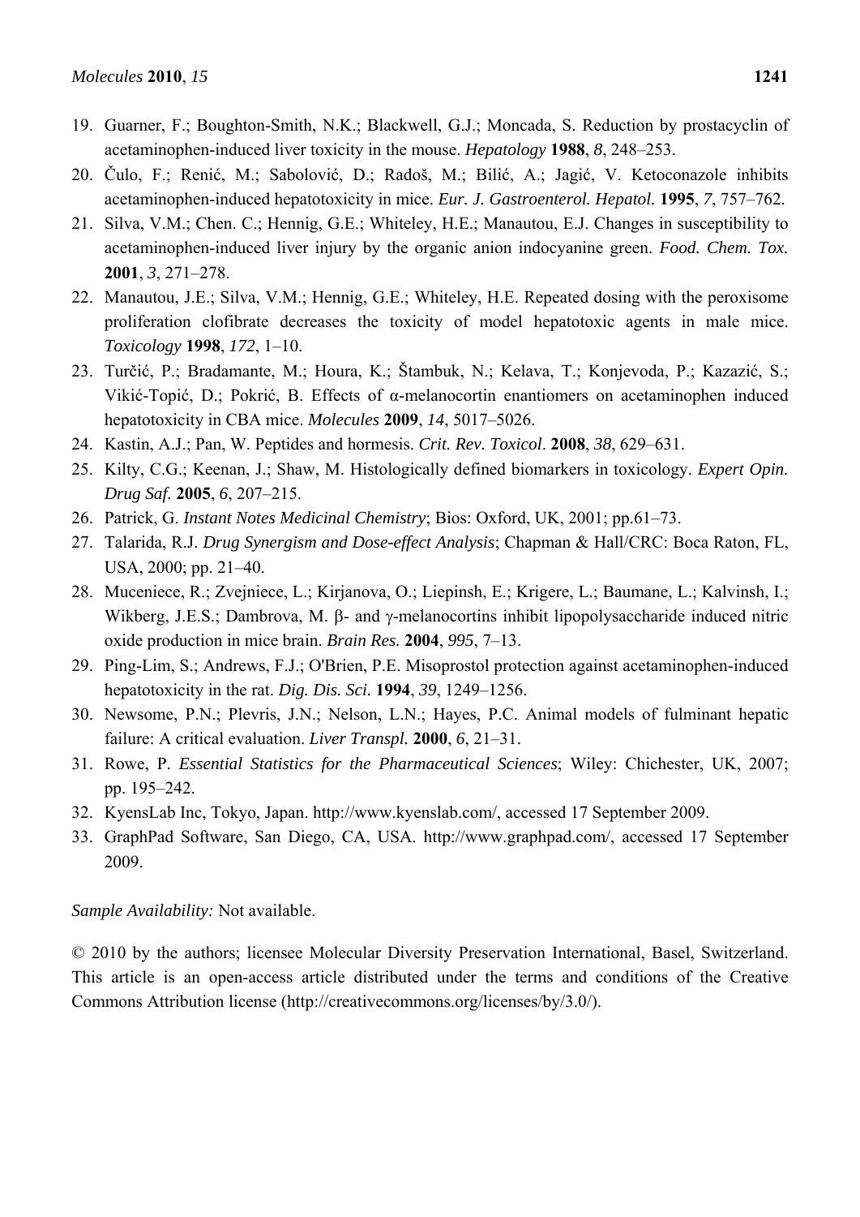19. Guarner, F.; Boughton-Smith, N.K.; Blackwell, G.J.; Moncada, S. Reduction by prostacyclin of acetaminophen-induced liver toxicity in the mouse. *Hepatology* **1988**, *8*, 248–253.
20. Čulo, F.; Renić, M.; Sabolović, D.; Radoš, M.; Bilić, A.; Jagić, V. Ketoconazole inhibits acetaminophen-induced hepatotoxicity in mice. *Eur. J. Gastroenterol. Hepatol.* **1995**, *7*, 757–762.
21. Silva, V.M.; Chen. C.; Hennig, G.E.; Whiteley, H.E.; Manautou, E.J. Changes in susceptibility to acetaminophen-induced liver injury by the organic anion indocyanine green. *Food. Chem. Tox.* **2001**, *3*, 271–278.
22. Manautou, J.E.; Silva, V.M.; Hennig, G.E.; Whiteley, H.E. Repeated dosing with the peroxisome proliferation clofibrate decreases the toxicity of model hepatotoxic agents in male mice. *Toxicology* **1998**, *172*, 1–10.
23. Turčić, P.; Bradamante, M.; Houra, K.; Štambuk, N.; Kelava, T.; Konjevoda, P.; Kazazić, S.; Vikić-Topić, D.; Pokrić, B. Effects of α-melanocortin enantiomers on acetaminophen induced hepatotoxicity in CBA mice. *Molecules* **2009**, *14*, 5017–5026.
24. Kastin, A.J.; Pan, W. Peptides and hormesis. *Crit. Rev. Toxicol*. **2008**, *38*, 629–631.
25. Kilty, C.G.; Keenan, J.; Shaw, M. Histologically defined biomarkers in toxicology. *Expert Opin. Drug Saf.* **2005**, *6*, 207–215.
26. Patrick, G. *Instant Notes Medicinal Chemistry*; Bios: Oxford, UK, 2001; pp.61–73.
27. Talarida, R.J. *Drug Synergism and Dose-effect Analysis*; Chapman & Hall/CRC: Boca Raton, FL, USA, 2000; pp. 21–40.
28. Muceniece, R.; Zvejniece, L.; Kirjanova, O.; Liepinsh, E.; Krigere, L.; Baumane, L.; Kalvinsh, I.; Wikberg, J.E.S.; Dambrova, M. β- and γ-melanocortins inhibit lipopolysaccharide induced nitric oxide production in mice brain. *Brain Res.* **2004**, *995*, 7–13.
29. Ping-Lim, S.; Andrews, F.J.; O'Brien, P.E. Misoprostol protection against acetaminophen-induced hepatotoxicity in the rat. *Dig. Dis. Sci.* **1994**, *39*, 1249–1256.
30. Newsome, P.N.; Plevris, J.N.; Nelson, L.N.; Hayes, P.C. Animal models of fulminant hepatic failure: A critical evaluation. *Liver Transpl.* **2000**, *6*, 21–31.
31. Rowe, P. *Essential Statistics for the Pharmaceutical Sciences*; Wiley: Chichester, UK, 2007; pp. 195–242.
32. KyensLab Inc, Tokyo, Japan. http://www.kyenslab.com/, accessed 17 September 2009.
33. GraphPad Software, San Diego, CA, USA. http://www.graphpad.com/, accessed 17 September 2009.

*Sample Availability:* Not available.

© 2010 by the authors; licensee Molecular Diversity Preservation International, Basel, Switzerland. This article is an open-access article distributed under the terms and conditions of the Creative Commons Attribution license (http://creativecommons.org/licenses/by/3.0/).